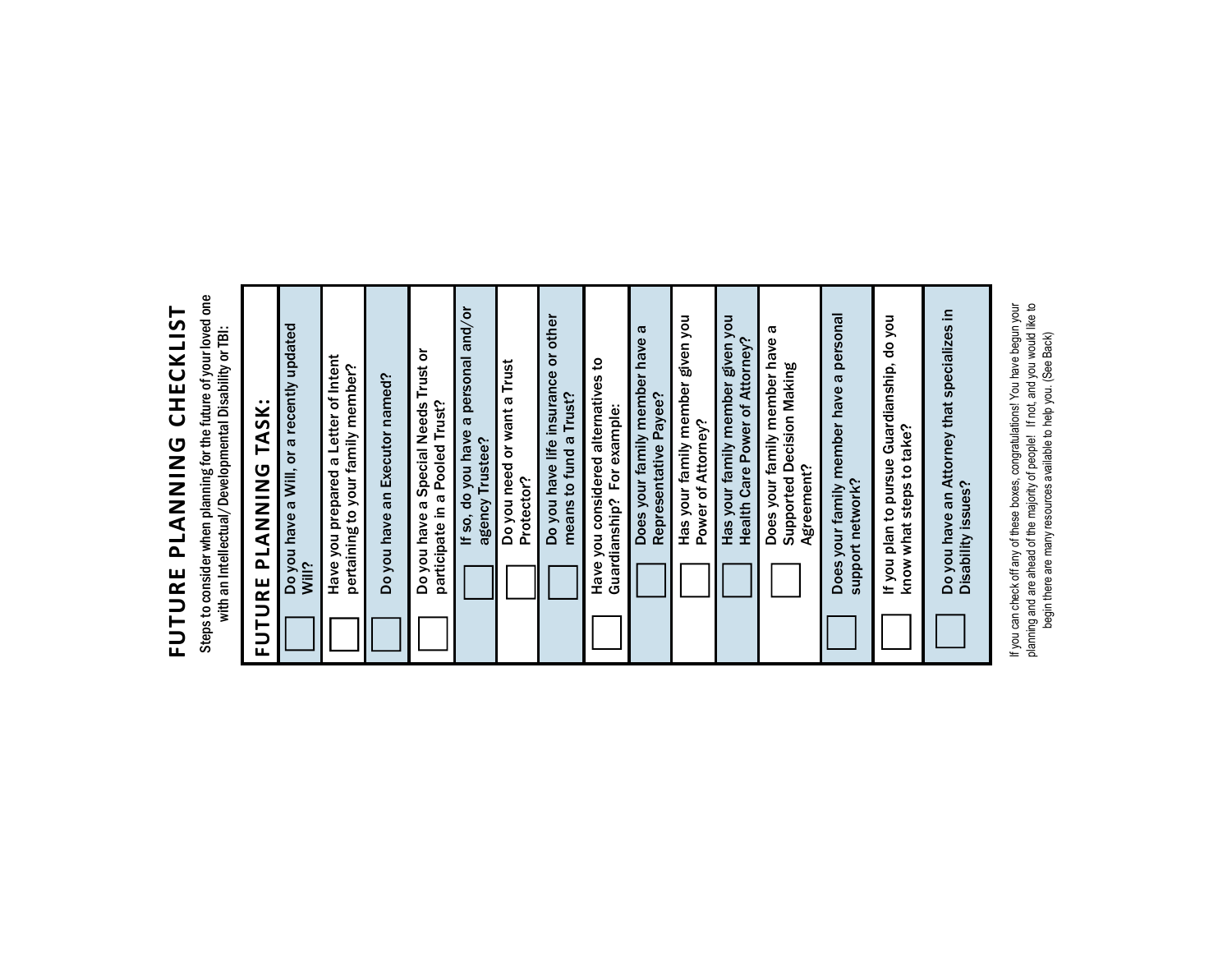# FUTURE PLANNING CHECKLIST

Steps to consider when planning for the future of your loved one with an Intellectual/ Developmental Disability or TBI:

| | FUTURE PLANNING TASK: |
|---|---|
| ☐ | Do you have a Will, or a recently updated Will? |
| ☐ | Have you prepared a Letter of Intent pertaining to your family member? |
| ☐ | Do you have an Executor named? |
| ☐ | Do you have a Special Needs Trust or participate in a Pooled Trust? |
| | ☐ If so, do you have a personal and/or agency Trustee? |
| | ☐ Do you need or want a Trust Protector? |
| | ☐ Do you have life insurance or other means to fund a Trust? |
| ☐ | Have you considered alternatives to Guardianship? For example: |
| | ☐ Does your family member have a Representative Payee? |
| | ☐ Has your family member given you Power of Attorney? |
| | ☐ Has your family member given you Health Care Power of Attorney? |
| | ☐ Does your family member have a Supported Decision Making Agreement? |
| ☐ | Does your family member have a personal support network? |
| ☐ | If you plan to pursue Guardianship, do you know what steps to take? |
| ☐ | Do you have an Attorney that specializes in Disability issues? |

If you can check off any of these boxes, congratulations! You have begun your planning and are ahead of the majority of people! If not, and you would like to begin there are many resources available to help you. (See Back)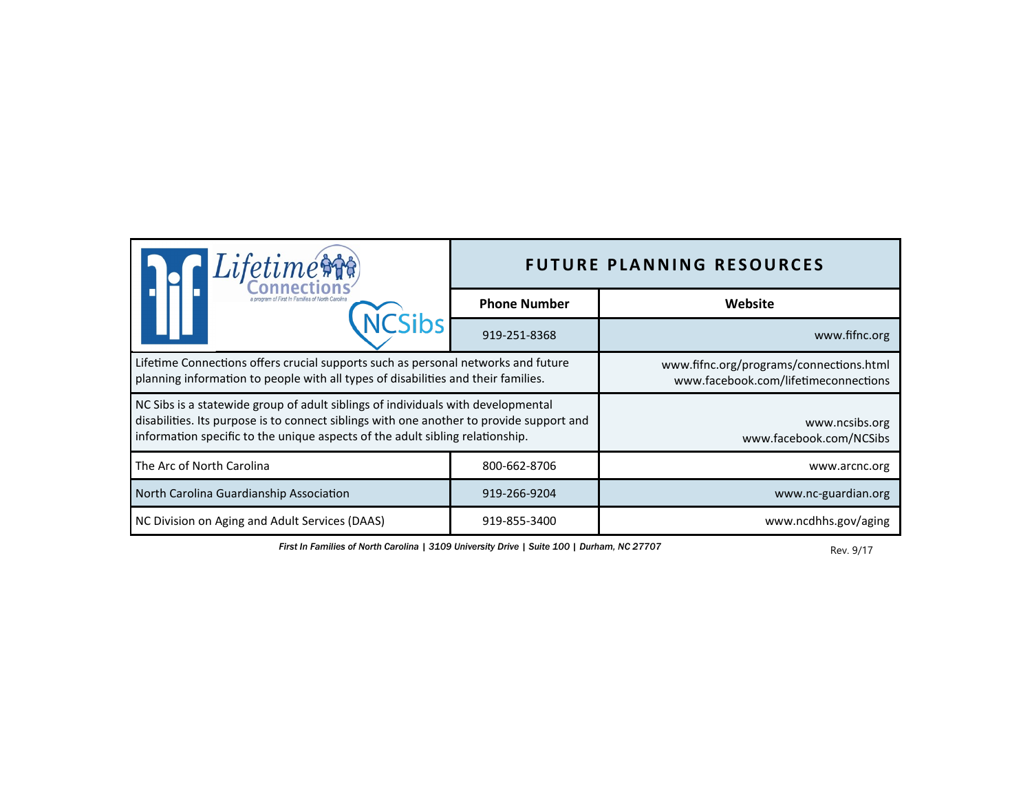| Lifetime Connections / NCSibs | FUTURE PLANNING RESOURCES | |
|---|---|---|
| | **Phone Number** | **Website** |
| | 919-251-8368 | www.fifnc.org |
| Lifetime Connections offers crucial supports such as personal networks and future planning information to people with all types of disabilities and their families. | | www.fifnc.org/programs/connections.html www.facebook.com/lifetimeconnections |
| NC Sibs is a statewide group of adult siblings of individuals with developmental disabilities. Its purpose is to connect siblings with one another to provide support and information specific to the unique aspects of the adult sibling relationship. | | www.ncsibs.org www.facebook.com/NCSibs |
| The Arc of North Carolina | 800-662-8706 | www.arcnc.org |
| North Carolina Guardianship Association | 919-266-9204 | www.nc-guardian.org |
| NC Division on Aging and Adult Services (DAAS) | 919-855-3400 | www.ncdhhs.gov/aging |

*First In Families of North Carolina | 3109 University Drive | Suite 100 | Durham, NC 27707*

Rev. 9/17